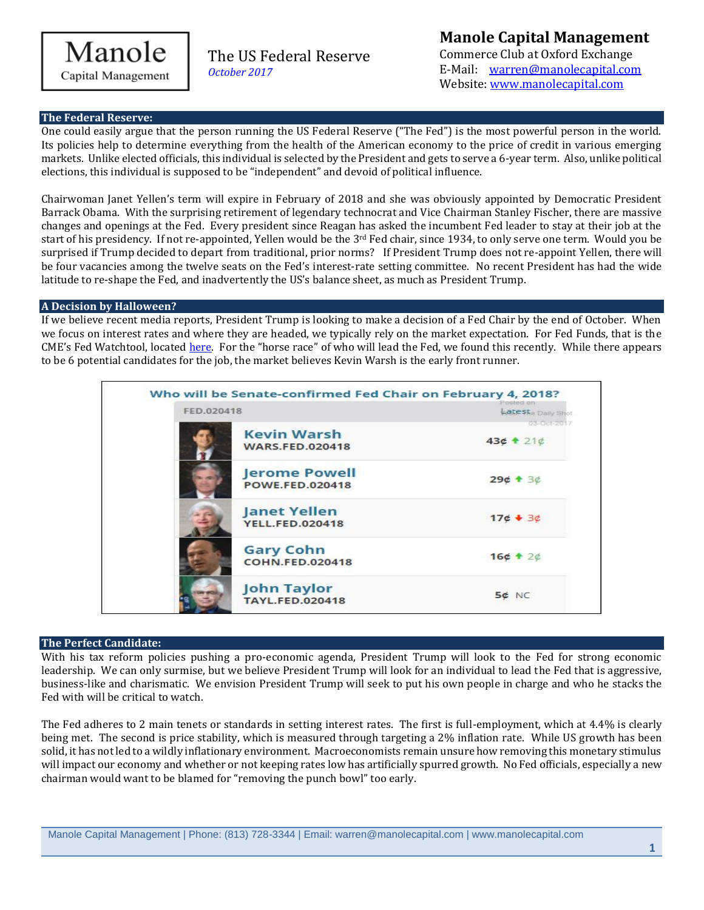# Manole Capital Management

**The US Federal Reserve**
*October 2017*

**Manole Capital Management**
Commerce Club at Oxford Exchange
E-Mail: [warren@manolecapital.com](mailto:warren@manolecapital.com)
Website: [www.manolecapital.com](http://www.manolecapital.com)

## The Federal Reserve:

One could easily argue that the person running the US Federal Reserve ("The Fed") is the most powerful person in the world. Its policies help to determine everything from the health of the American economy to the price of credit in various emerging markets. Unlike elected officials, this individual is selected by the President and gets to serve a 6-year term. Also, unlike political elections, this individual is supposed to be "independent" and devoid of political influence.

Chairwoman Janet Yellen's term will expire in February of 2018 and she was obviously appointed by Democratic President Barrack Obama. With the surprising retirement of legendary technocrat and Vice Chairman Stanley Fischer, there are massive changes and openings at the Fed. Every president since Reagan has asked the incumbent Fed leader to stay at their job at the start of his presidency. If not re-appointed, Yellen would be the 3rd Fed chair, since 1934, to only serve one term. Would you be surprised if Trump decided to depart from traditional, prior norms? If President Trump does not re-appoint Yellen, there will be four vacancies among the twelve seats on the Fed's interest-rate setting committee. No recent President has had the wide latitude to re-shape the Fed, and inadvertently the US's balance sheet, as much as President Trump.

## A Decision by Halloween?

If we believe recent media reports, President Trump is looking to make a decision of a Fed Chair by the end of October. When we focus on interest rates and where they are headed, we typically rely on the market expectation. For Fed Funds, that is the CME's Fed Watchtool, located here. For the "horse race" of who will lead the Fed, we found this recently. While there appears to be 6 potential candidates for the job, the market believes Kevin Warsh is the early front runner.

**Who will be Senate-confirmed Fed Chair on February 4, 2018?**

| FED.020418 | Latest |
|---|---|
| Kevin Warsh (WARS.FED.020418) | 43¢ ↑ 21¢ |
| Jerome Powell (POWE.FED.020418) | 29¢ ↑ 3¢ |
| Janet Yellen (YELL.FED.020418) | 17¢ ↓ 3¢ |
| Gary Cohn (COHN.FED.020418) | 16¢ ↑ 2¢ |
| John Taylor (TAYL.FED.020418) | 5¢ NC |

Posted on The Daily Shot 03-Oct-2017

## The Perfect Candidate:

With his tax reform policies pushing a pro-economic agenda, President Trump will look to the Fed for strong economic leadership. We can only surmise, but we believe President Trump will look for an individual to lead the Fed that is aggressive, business-like and charismatic. We envision President Trump will seek to put his own people in charge and who he stacks the Fed with will be critical to watch.

The Fed adheres to 2 main tenets or standards in setting interest rates. The first is full-employment, which at 4.4% is clearly being met. The second is price stability, which is measured through targeting a 2% inflation rate. While US growth has been solid, it has not led to a wildly inflationary environment. Macroeconomists remain unsure how removing this monetary stimulus will impact our economy and whether or not keeping rates low has artificially spurred growth. No Fed officials, especially a new chairman would want to be blamed for "removing the punch bowl" too early.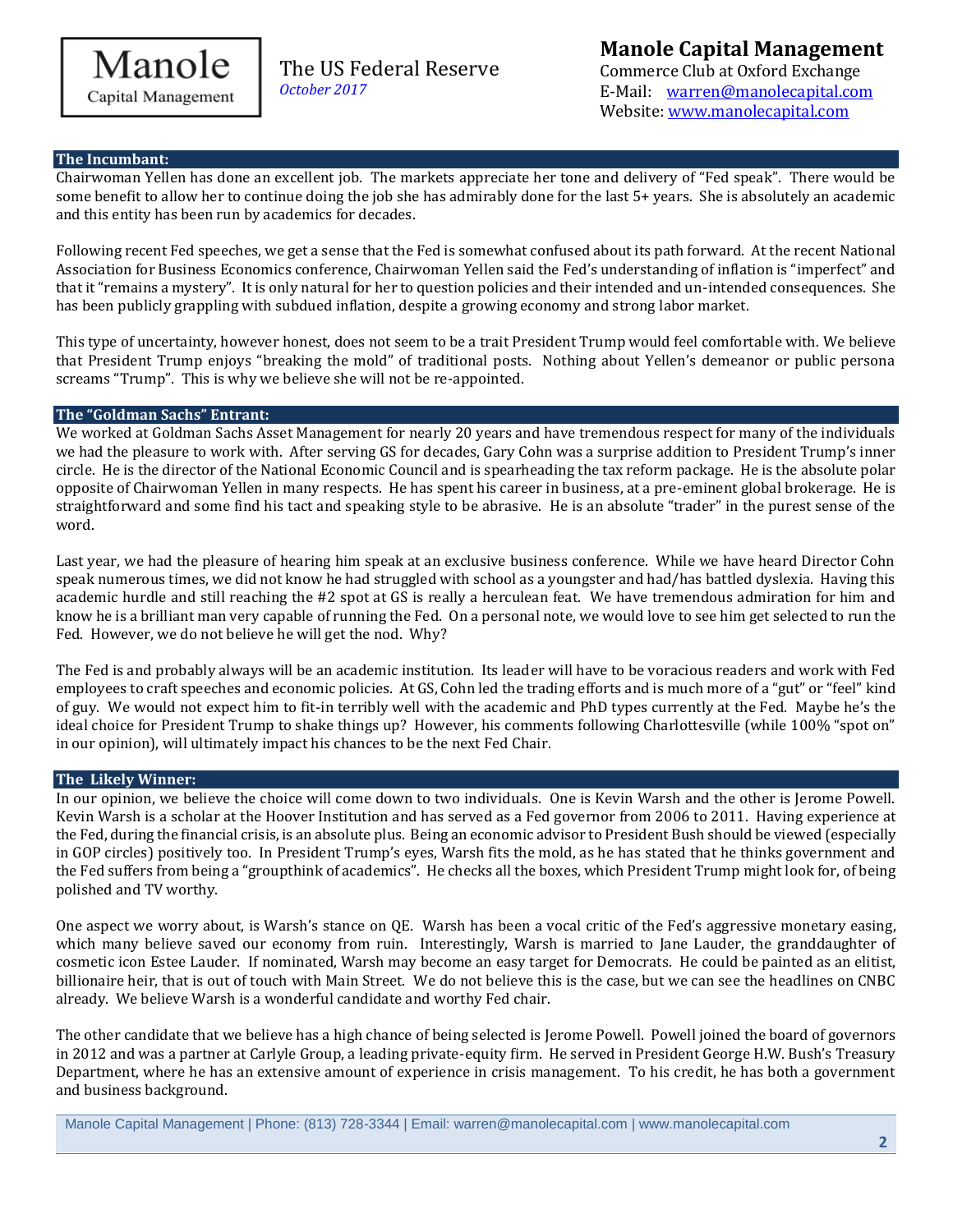## The Incumbant:

Chairwoman Yellen has done an excellent job. The markets appreciate her tone and delivery of "Fed speak". There would be some benefit to allow her to continue doing the job she has admirably done for the last 5+ years. She is absolutely an academic and this entity has been run by academics for decades.

Following recent Fed speeches, we get a sense that the Fed is somewhat confused about its path forward. At the recent National Association for Business Economics conference, Chairwoman Yellen said the Fed's understanding of inflation is "imperfect" and that it "remains a mystery". It is only natural for her to question policies and their intended and un-intended consequences. She has been publicly grappling with subdued inflation, despite a growing economy and strong labor market.

This type of uncertainty, however honest, does not seem to be a trait President Trump would feel comfortable with. We believe that President Trump enjoys "breaking the mold" of traditional posts. Nothing about Yellen's demeanor or public persona screams "Trump". This is why we believe she will not be re-appointed.

## The "Goldman Sachs" Entrant:

We worked at Goldman Sachs Asset Management for nearly 20 years and have tremendous respect for many of the individuals we had the pleasure to work with. After serving GS for decades, Gary Cohn was a surprise addition to President Trump's inner circle. He is the director of the National Economic Council and is spearheading the tax reform package. He is the absolute polar opposite of Chairwoman Yellen in many respects. He has spent his career in business, at a pre-eminent global brokerage. He is straightforward and some find his tact and speaking style to be abrasive. He is an absolute "trader" in the purest sense of the word.

Last year, we had the pleasure of hearing him speak at an exclusive business conference. While we have heard Director Cohn speak numerous times, we did not know he had struggled with school as a youngster and had/has battled dyslexia. Having this academic hurdle and still reaching the #2 spot at GS is really a herculean feat. We have tremendous admiration for him and know he is a brilliant man very capable of running the Fed. On a personal note, we would love to see him get selected to run the Fed. However, we do not believe he will get the nod. Why?

The Fed is and probably always will be an academic institution. Its leader will have to be voracious readers and work with Fed employees to craft speeches and economic policies. At GS, Cohn led the trading efforts and is much more of a "gut" or "feel" kind of guy. We would not expect him to fit-in terribly well with the academic and PhD types currently at the Fed. Maybe he's the ideal choice for President Trump to shake things up? However, his comments following Charlottesville (while 100% "spot on" in our opinion), will ultimately impact his chances to be the next Fed Chair.

## The Likely Winner:

In our opinion, we believe the choice will come down to two individuals. One is Kevin Warsh and the other is Jerome Powell. Kevin Warsh is a scholar at the Hoover Institution and has served as a Fed governor from 2006 to 2011. Having experience at the Fed, during the financial crisis, is an absolute plus. Being an economic advisor to President Bush should be viewed (especially in GOP circles) positively too. In President Trump's eyes, Warsh fits the mold, as he has stated that he thinks government and the Fed suffers from being a "groupthink of academics". He checks all the boxes, which President Trump might look for, of being polished and TV worthy.

One aspect we worry about, is Warsh's stance on QE. Warsh has been a vocal critic of the Fed's aggressive monetary easing, which many believe saved our economy from ruin. Interestingly, Warsh is married to Jane Lauder, the granddaughter of cosmetic icon Estee Lauder. If nominated, Warsh may become an easy target for Democrats. He could be painted as an elitist, billionaire heir, that is out of touch with Main Street. We do not believe this is the case, but we can see the headlines on CNBC already. We believe Warsh is a wonderful candidate and worthy Fed chair.

The other candidate that we believe has a high chance of being selected is Jerome Powell. Powell joined the board of governors in 2012 and was a partner at Carlyle Group, a leading private-equity firm. He served in President George H.W. Bush's Treasury Department, where he has an extensive amount of experience in crisis management. To his credit, he has both a government and business background.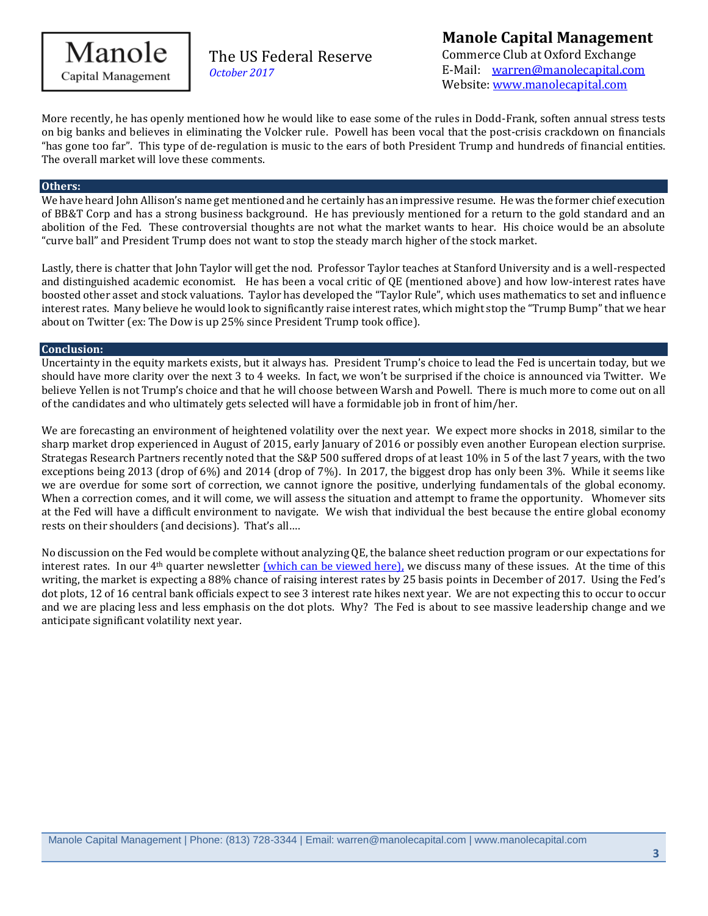More recently, he has openly mentioned how he would like to ease some of the rules in Dodd-Frank, soften annual stress tests on big banks and believes in eliminating the Volcker rule. Powell has been vocal that the post-crisis crackdown on financials "has gone too far". This type of de-regulation is music to the ears of both President Trump and hundreds of financial entities. The overall market will love these comments.

## Others:

We have heard John Allison's name get mentioned and he certainly has an impressive resume. He was the former chief execution of BB&T Corp and has a strong business background. He has previously mentioned for a return to the gold standard and an abolition of the Fed. These controversial thoughts are not what the market wants to hear. His choice would be an absolute "curve ball" and President Trump does not want to stop the steady march higher of the stock market.

Lastly, there is chatter that John Taylor will get the nod. Professor Taylor teaches at Stanford University and is a well-respected and distinguished academic economist. He has been a vocal critic of QE (mentioned above) and how low-interest rates have boosted other asset and stock valuations. Taylor has developed the "Taylor Rule", which uses mathematics to set and influence interest rates. Many believe he would look to significantly raise interest rates, which might stop the "Trump Bump" that we hear about on Twitter (ex: The Dow is up 25% since President Trump took office).

## Conclusion:

Uncertainty in the equity markets exists, but it always has. President Trump's choice to lead the Fed is uncertain today, but we should have more clarity over the next 3 to 4 weeks. In fact, we won't be surprised if the choice is announced via Twitter. We believe Yellen is not Trump's choice and that he will choose between Warsh and Powell. There is much more to come out on all of the candidates and who ultimately gets selected will have a formidable job in front of him/her.

We are forecasting an environment of heightened volatility over the next year. We expect more shocks in 2018, similar to the sharp market drop experienced in August of 2015, early January of 2016 or possibly even another European election surprise. Strategas Research Partners recently noted that the S&P 500 suffered drops of at least 10% in 5 of the last 7 years, with the two exceptions being 2013 (drop of 6%) and 2014 (drop of 7%). In 2017, the biggest drop has only been 3%. While it seems like we are overdue for some sort of correction, we cannot ignore the positive, underlying fundamentals of the global economy. When a correction comes, and it will come, we will assess the situation and attempt to frame the opportunity. Whomever sits at the Fed will have a difficult environment to navigate. We wish that individual the best because the entire global economy rests on their shoulders (and decisions). That's all….

No discussion on the Fed would be complete without analyzing QE, the balance sheet reduction program or our expectations for interest rates. In our 4th quarter newsletter [(which can be viewed here),] we discuss many of these issues. At the time of this writing, the market is expecting a 88% chance of raising interest rates by 25 basis points in December of 2017. Using the Fed's dot plots, 12 of 16 central bank officials expect to see 3 interest rate hikes next year. We are not expecting this to occur to occur and we are placing less and less emphasis on the dot plots. Why? The Fed is about to see massive leadership change and we anticipate significant volatility next year.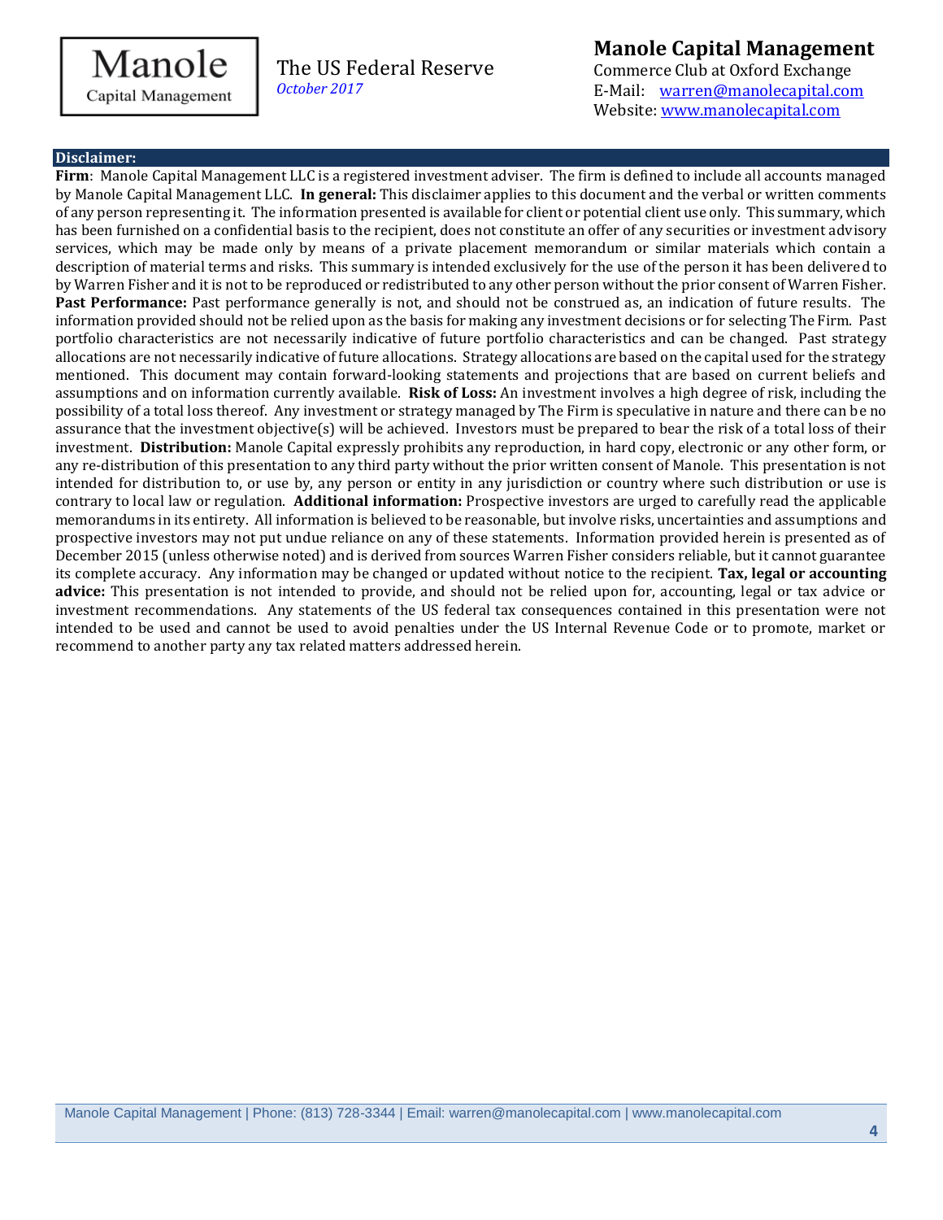Manole

Capital Management

The US Federal Reserve

*October 2017*

**Manole Capital Management**

Commerce Club at Oxford Exchange

E-Mail: warren@manolecapital.com

Website: www.manolecapital.com

**Disclaimer:**

**Firm**: Manole Capital Management LLC is a registered investment adviser. The firm is defined to include all accounts managed by Manole Capital Management LLC. **In general:** This disclaimer applies to this document and the verbal or written comments of any person representing it. The information presented is available for client or potential client use only. This summary, which has been furnished on a confidential basis to the recipient, does not constitute an offer of any securities or investment advisory services, which may be made only by means of a private placement memorandum or similar materials which contain a description of material terms and risks. This summary is intended exclusively for the use of the person it has been delivered to by Warren Fisher and it is not to be reproduced or redistributed to any other person without the prior consent of Warren Fisher. **Past Performance:** Past performance generally is not, and should not be construed as, an indication of future results. The information provided should not be relied upon as the basis for making any investment decisions or for selecting The Firm. Past portfolio characteristics are not necessarily indicative of future portfolio characteristics and can be changed. Past strategy allocations are not necessarily indicative of future allocations. Strategy allocations are based on the capital used for the strategy mentioned. This document may contain forward-looking statements and projections that are based on current beliefs and assumptions and on information currently available. **Risk of Loss:** An investment involves a high degree of risk, including the possibility of a total loss thereof. Any investment or strategy managed by The Firm is speculative in nature and there can be no assurance that the investment objective(s) will be achieved. Investors must be prepared to bear the risk of a total loss of their investment. **Distribution:** Manole Capital expressly prohibits any reproduction, in hard copy, electronic or any other form, or any re-distribution of this presentation to any third party without the prior written consent of Manole. This presentation is not intended for distribution to, or use by, any person or entity in any jurisdiction or country where such distribution or use is contrary to local law or regulation. **Additional information:** Prospective investors are urged to carefully read the applicable memorandums in its entirety. All information is believed to be reasonable, but involve risks, uncertainties and assumptions and prospective investors may not put undue reliance on any of these statements. Information provided herein is presented as of December 2015 (unless otherwise noted) and is derived from sources Warren Fisher considers reliable, but it cannot guarantee its complete accuracy. Any information may be changed or updated without notice to the recipient. **Tax, legal or accounting advice:** This presentation is not intended to provide, and should not be relied upon for, accounting, legal or tax advice or investment recommendations. Any statements of the US federal tax consequences contained in this presentation were not intended to be used and cannot be used to avoid penalties under the US Internal Revenue Code or to promote, market or recommend to another party any tax related matters addressed herein.